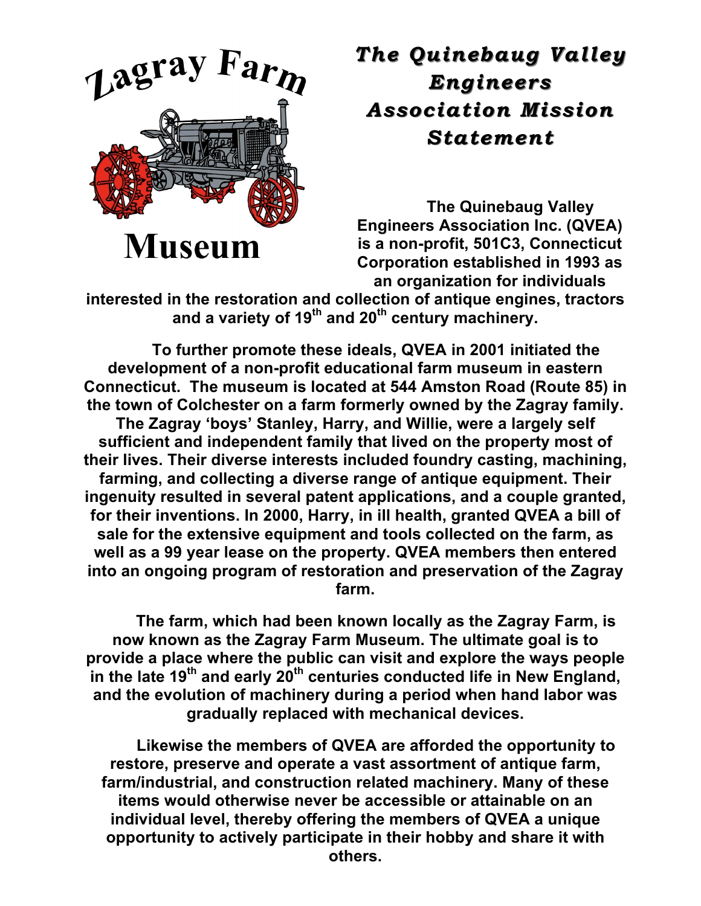Zagray Farm Museum

# The Quinebaug Valley Engineers Association Mission Statement

**The Quinebaug Valley Engineers Association Inc. (QVEA) is a non-profit, 501C3, Connecticut Corporation established in 1993 as an organization for individuals interested in the restoration and collection of antique engines, tractors and a variety of 19th and 20th century machinery.**

**To further promote these ideals, QVEA in 2001 initiated the development of a non-profit educational farm museum in eastern Connecticut. The museum is located at 544 Amston Road (Route 85) in the town of Colchester on a farm formerly owned by the Zagray family. The Zagray 'boys' Stanley, Harry, and Willie, were a largely self sufficient and independent family that lived on the property most of their lives. Their diverse interests included foundry casting, machining, farming, and collecting a diverse range of antique equipment. Their ingenuity resulted in several patent applications, and a couple granted, for their inventions. In 2000, Harry, in ill health, granted QVEA a bill of sale for the extensive equipment and tools collected on the farm, as well as a 99 year lease on the property. QVEA members then entered into an ongoing program of restoration and preservation of the Zagray farm.**

**The farm, which had been known locally as the Zagray Farm, is now known as the Zagray Farm Museum. The ultimate goal is to provide a place where the public can visit and explore the ways people in the late 19th and early 20th centuries conducted life in New England, and the evolution of machinery during a period when hand labor was gradually replaced with mechanical devices.**

**Likewise the members of QVEA are afforded the opportunity to restore, preserve and operate a vast assortment of antique farm, farm/industrial, and construction related machinery. Many of these items would otherwise never be accessible or attainable on an individual level, thereby offering the members of QVEA a unique opportunity to actively participate in their hobby and share it with others.**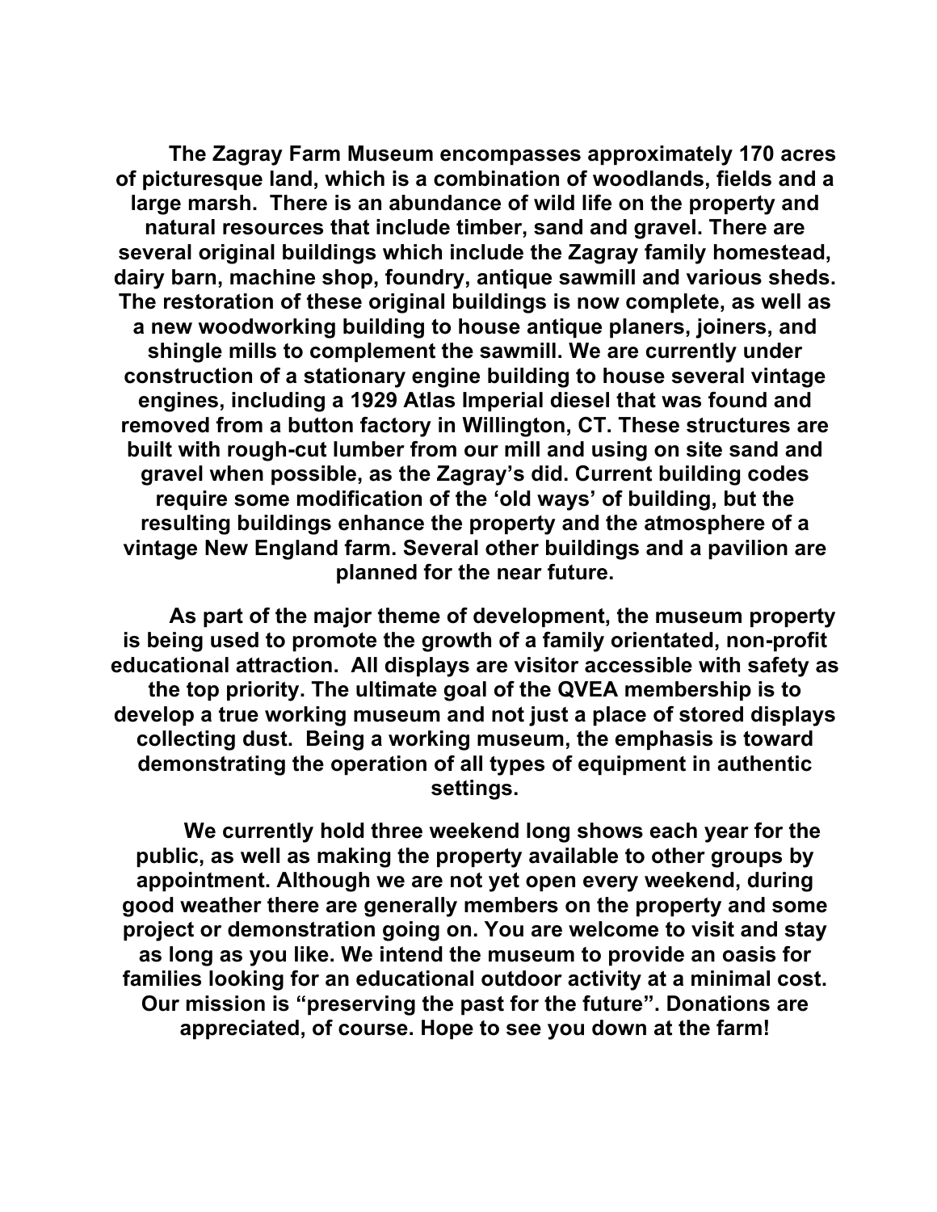**The Zagray Farm Museum encompasses approximately 170 acres of picturesque land, which is a combination of woodlands, fields and a large marsh. There is an abundance of wild life on the property and natural resources that include timber, sand and gravel. There are several original buildings which include the Zagray family homestead, dairy barn, machine shop, foundry, antique sawmill and various sheds. The restoration of these original buildings is now complete, as well as a new woodworking building to house antique planers, joiners, and shingle mills to complement the sawmill. We are currently under construction of a stationary engine building to house several vintage engines, including a 1929 Atlas Imperial diesel that was found and removed from a button factory in Willington, CT. These structures are built with rough-cut lumber from our mill and using on site sand and gravel when possible, as the Zagray's did. Current building codes require some modification of the 'old ways' of building, but the resulting buildings enhance the property and the atmosphere of a vintage New England farm. Several other buildings and a pavilion are planned for the near future.**

**As part of the major theme of development, the museum property is being used to promote the growth of a family orientated, non-profit educational attraction. All displays are visitor accessible with safety as the top priority. The ultimate goal of the QVEA membership is to develop a true working museum and not just a place of stored displays collecting dust. Being a working museum, the emphasis is toward demonstrating the operation of all types of equipment in authentic settings.**

**We currently hold three weekend long shows each year for the public, as well as making the property available to other groups by appointment. Although we are not yet open every weekend, during good weather there are generally members on the property and some project or demonstration going on. You are welcome to visit and stay as long as you like. We intend the museum to provide an oasis for families looking for an educational outdoor activity at a minimal cost. Our mission is "preserving the past for the future". Donations are appreciated, of course. Hope to see you down at the farm!**